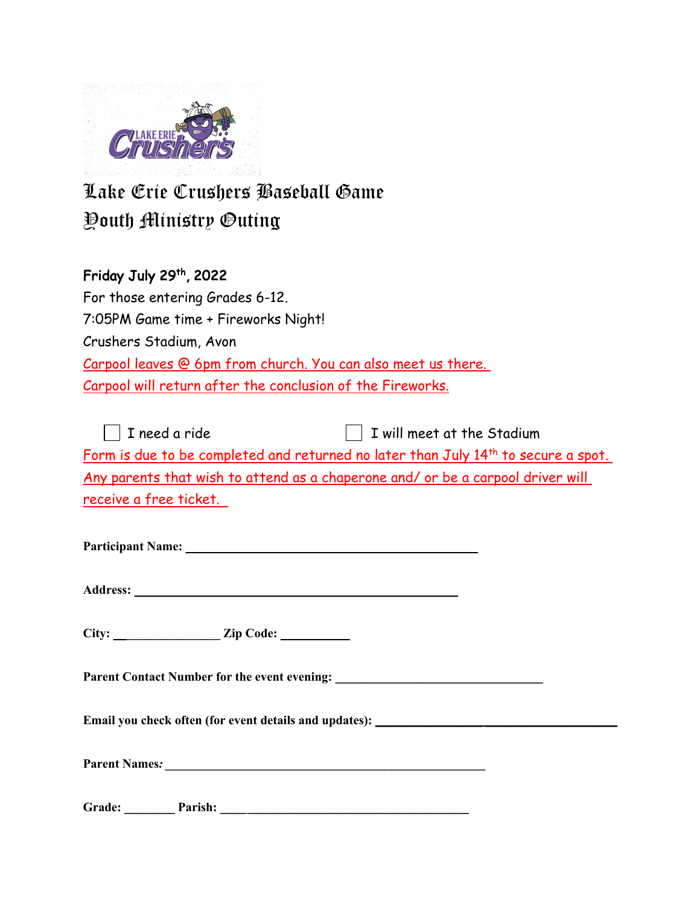# Lake Erie Crushers Baseball Game
# Youth Ministry Outing

**Friday July 29th, 2022**

For those entering Grades 6-12.

7:05PM Game time + Fireworks Night!

Crushers Stadium, Avon

Carpool leaves @ 6pm from church. You can also meet us there.

Carpool will return after the conclusion of the Fireworks.

☐ I need a ride ☐ I will meet at the Stadium

Form is due to be completed and returned no later than July 14th to secure a spot.

Any parents that wish to attend as a chaperone and/ or be a carpool driver will receive a free ticket.

**Participant Name:** ______________________________

**Address:** ______________________________

**City:** ____________ **Zip Code:** ________

**Parent Contact Number for the event evening:** ______________________________

**Email you check often (for event details and updates):** ______________________________

**Parent Names:** ______________________________

**Grade:** ______ **Parish:** ______________________________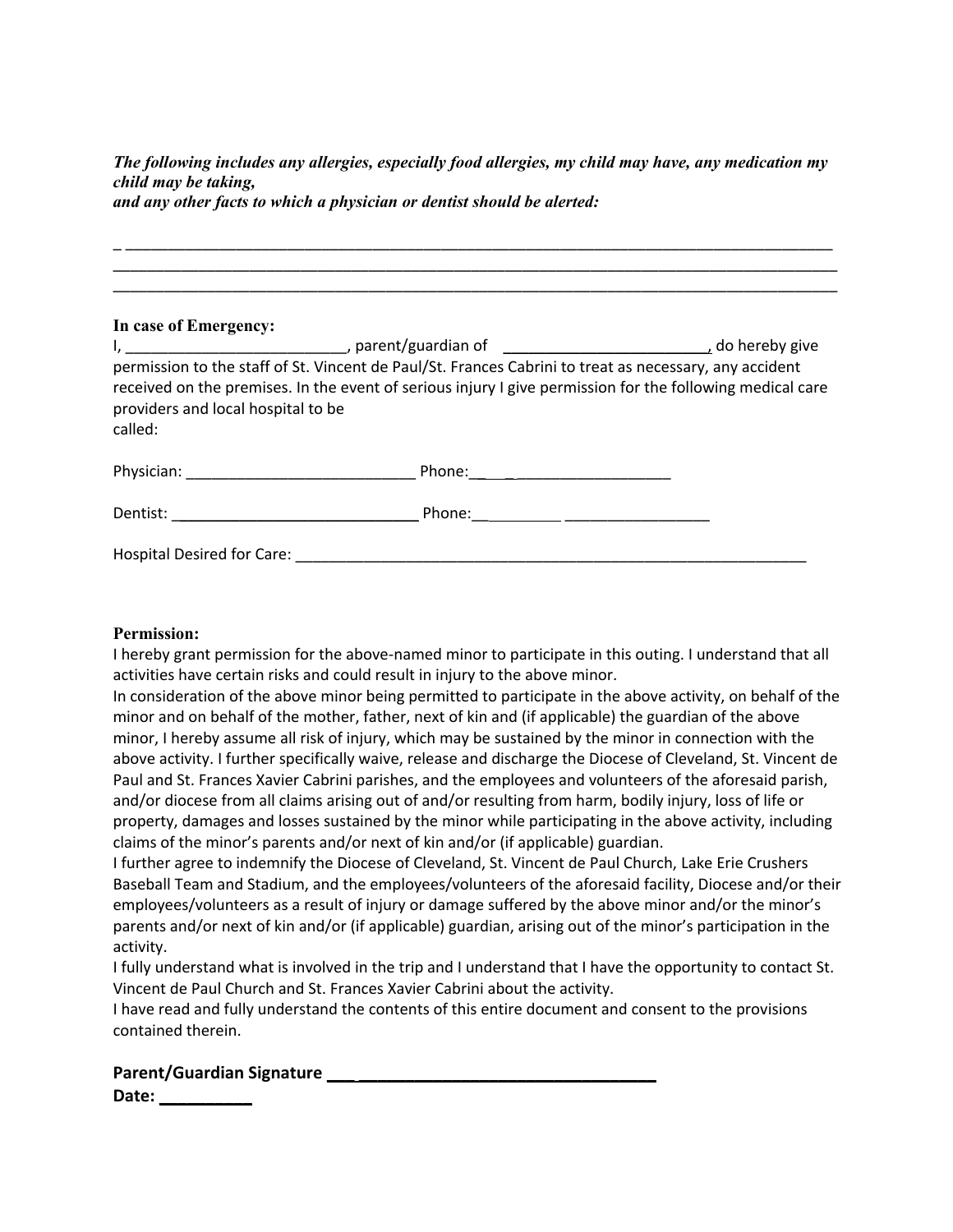***The following includes any allergies, especially food allergies, my child may have, any medication my child may be taking,***
***and any other facts to which a physician or dentist should be alerted:***

_ ___________________________________________________________________________________
____________________________________________________________________________________
____________________________________________________________________________________

**In case of Emergency:**

I, _________________________, parent/guardian of _______________________, do hereby give permission to the staff of St. Vincent de Paul/St. Frances Cabrini to treat as necessary, any accident received on the premises. In the event of serious injury I give permission for the following medical care providers and local hospital to be
called:

Physician: ___________________________ Phone:____________________________

Dentist: _____________________________ Phone:____________________________

Hospital Desired for Care: _______________________________________________________________

**Permission:**

I hereby grant permission for the above-named minor to participate in this outing. I understand that all activities have certain risks and could result in injury to the above minor.
In consideration of the above minor being permitted to participate in the above activity, on behalf of the minor and on behalf of the mother, father, next of kin and (if applicable) the guardian of the above minor, I hereby assume all risk of injury, which may be sustained by the minor in connection with the above activity. I further specifically waive, release and discharge the Diocese of Cleveland, St. Vincent de Paul and St. Frances Xavier Cabrini parishes, and the employees and volunteers of the aforesaid parish, and/or diocese from all claims arising out of and/or resulting from harm, bodily injury, loss of life or property, damages and losses sustained by the minor while participating in the above activity, including claims of the minor's parents and/or next of kin and/or (if applicable) guardian.
I further agree to indemnify the Diocese of Cleveland, St. Vincent de Paul Church, Lake Erie Crushers Baseball Team and Stadium, and the employees/volunteers of the aforesaid facility, Diocese and/or their employees/volunteers as a result of injury or damage suffered by the above minor and/or the minor's parents and/or next of kin and/or (if applicable) guardian, arising out of the minor's participation in the activity.
I fully understand what is involved in the trip and I understand that I have the opportunity to contact St. Vincent de Paul Church and St. Frances Xavier Cabrini about the activity.
I have read and fully understand the contents of this entire document and consent to the provisions contained therein.

**Parent/Guardian Signature ___________________________________**
**Date: __________**